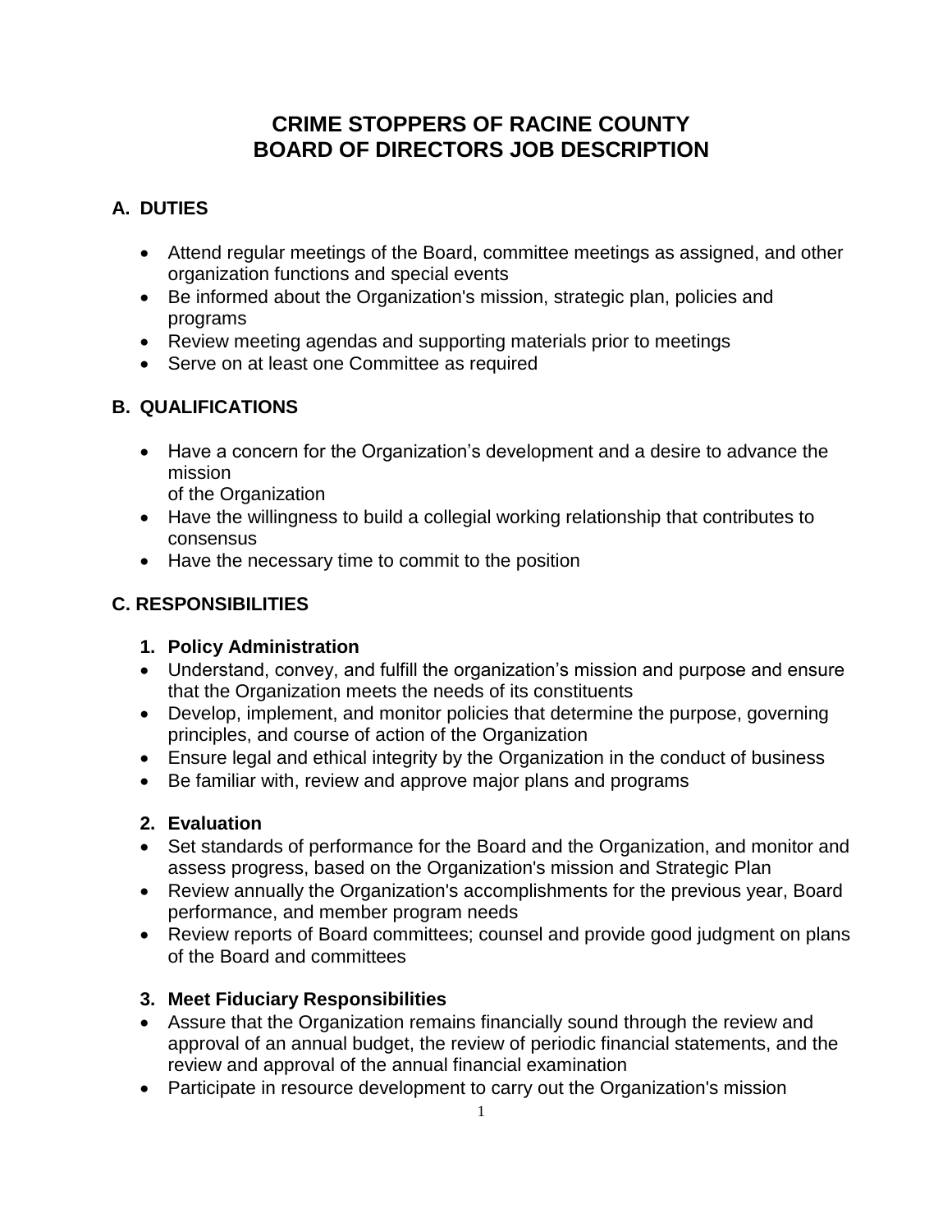# CRIME STOPPERS OF RACINE COUNTY
# BOARD OF DIRECTORS JOB DESCRIPTION

## A. DUTIES

- Attend regular meetings of the Board, committee meetings as assigned, and other organization functions and special events
- Be informed about the Organization's mission, strategic plan, policies and programs
- Review meeting agendas and supporting materials prior to meetings
- Serve on at least one Committee as required

## B. QUALIFICATIONS

- Have a concern for the Organization's development and a desire to advance the mission of the Organization
- Have the willingness to build a collegial working relationship that contributes to consensus
- Have the necessary time to commit to the position

## C. RESPONSIBILITIES

### 1. Policy Administration

- Understand, convey, and fulfill the organization's mission and purpose and ensure that the Organization meets the needs of its constituents
- Develop, implement, and monitor policies that determine the purpose, governing principles, and course of action of the Organization
- Ensure legal and ethical integrity by the Organization in the conduct of business
- Be familiar with, review and approve major plans and programs

### 2. Evaluation

- Set standards of performance for the Board and the Organization, and monitor and assess progress, based on the Organization's mission and Strategic Plan
- Review annually the Organization's accomplishments for the previous year, Board performance, and member program needs
- Review reports of Board committees; counsel and provide good judgment on plans of the Board and committees

### 3. Meet Fiduciary Responsibilities

- Assure that the Organization remains financially sound through the review and approval of an annual budget, the review of periodic financial statements, and the review and approval of the annual financial examination
- Participate in resource development to carry out the Organization's mission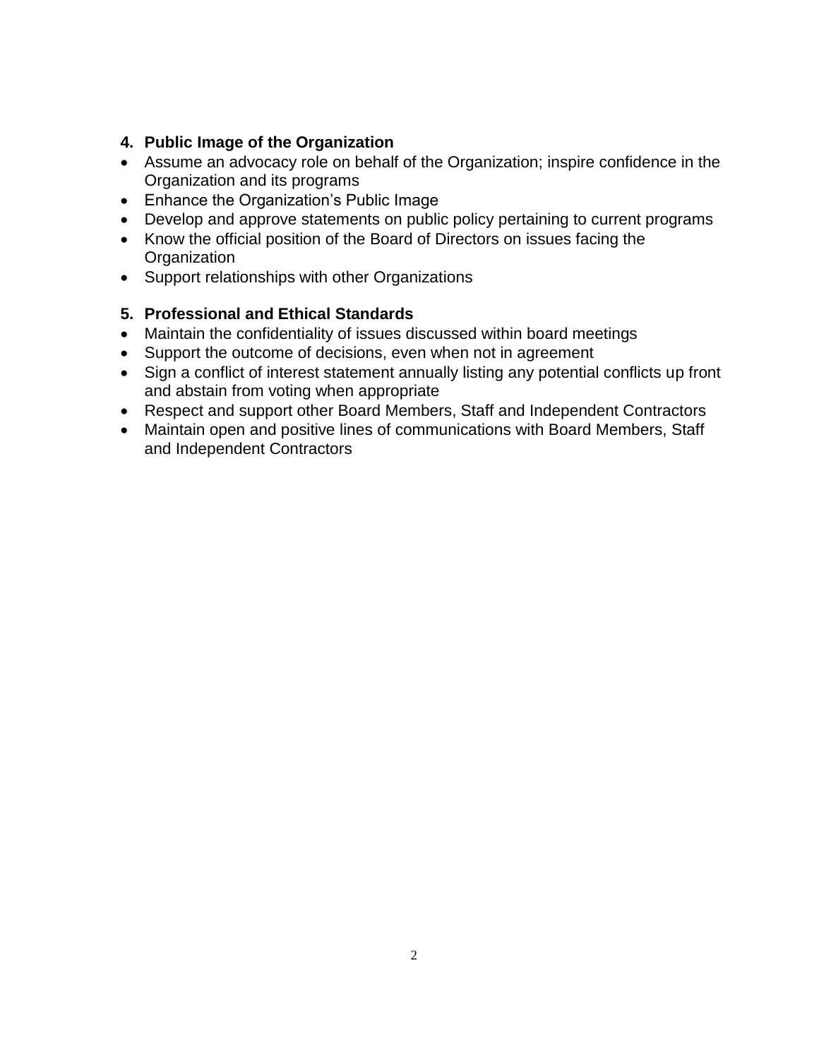4. **Public Image of the Organization**

- Assume an advocacy role on behalf of the Organization; inspire confidence in the Organization and its programs
- Enhance the Organization's Public Image
- Develop and approve statements on public policy pertaining to current programs
- Know the official position of the Board of Directors on issues facing the Organization
- Support relationships with other Organizations

5. **Professional and Ethical Standards**

- Maintain the confidentiality of issues discussed within board meetings
- Support the outcome of decisions, even when not in agreement
- Sign a conflict of interest statement annually listing any potential conflicts up front and abstain from voting when appropriate
- Respect and support other Board Members, Staff and Independent Contractors
- Maintain open and positive lines of communications with Board Members, Staff and Independent Contractors